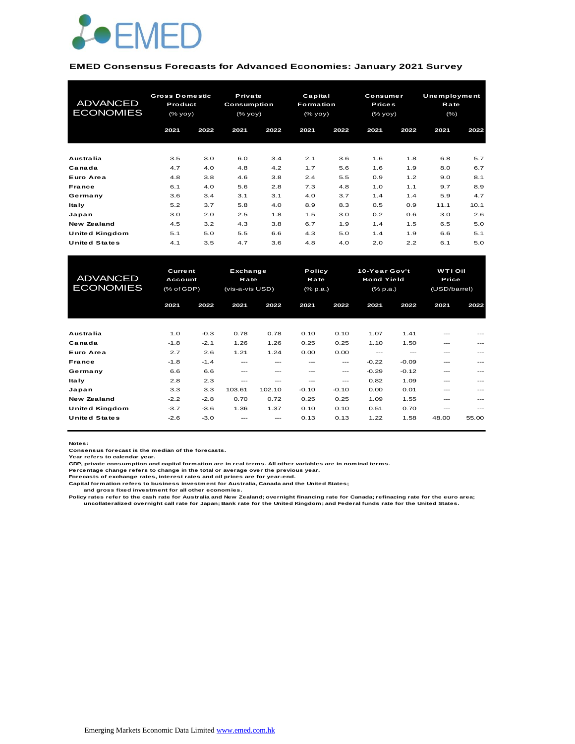EMED

**EMED Consensus Forecasts for Advanced Economies: January 2021 Survey**

| ADVANCED ECONOMIES | Gross Domestic Product (% yoy) | | Private Consumption (% yoy) | | Capital Formation (% yoy) | | Consumer Prices (% yoy) | | Unemployment Rate (%) | |
|---|---|---|---|---|---|---|---|---|---|---|
| | 2021 | 2022 | 2021 | 2022 | 2021 | 2022 | 2021 | 2022 | 2021 | 2022 |
| Australia | 3.5 | 3.0 | 6.0 | 3.4 | 2.1 | 3.6 | 1.6 | 1.8 | 6.8 | 5.7 |
| Canada | 4.7 | 4.0 | 4.8 | 4.2 | 1.7 | 5.6 | 1.6 | 1.9 | 8.0 | 6.7 |
| Euro Area | 4.8 | 3.8 | 4.6 | 3.8 | 2.4 | 5.5 | 0.9 | 1.2 | 9.0 | 8.1 |
| France | 6.1 | 4.0 | 5.6 | 2.8 | 7.3 | 4.8 | 1.0 | 1.1 | 9.7 | 8.9 |
| Germany | 3.6 | 3.4 | 3.1 | 3.1 | 4.0 | 3.7 | 1.4 | 1.4 | 5.9 | 4.7 |
| Italy | 5.2 | 3.7 | 5.8 | 4.0 | 8.9 | 8.3 | 0.5 | 0.9 | 11.1 | 10.1 |
| Japan | 3.0 | 2.0 | 2.5 | 1.8 | 1.5 | 3.0 | 0.2 | 0.6 | 3.0 | 2.6 |
| New Zealand | 4.5 | 3.2 | 4.3 | 3.8 | 6.7 | 1.9 | 1.4 | 1.5 | 6.5 | 5.0 |
| United Kingdom | 5.1 | 5.0 | 5.5 | 6.6 | 4.3 | 5.0 | 1.4 | 1.9 | 6.6 | 5.1 |
| United States | 4.1 | 3.5 | 4.7 | 3.6 | 4.8 | 4.0 | 2.0 | 2.2 | 6.1 | 5.0 |

| ADVANCED ECONOMIES | Current Account (% of GDP) | | Exchange Rate (vis-a-vis USD) | | Policy Rate (% p.a.) | | 10-Year Gov't Bond Yield (% p.a.) | | WTI Oil Price (USD/barrel) | |
|---|---|---|---|---|---|---|---|---|---|---|
| | 2021 | 2022 | 2021 | 2022 | 2021 | 2022 | 2021 | 2022 | 2021 | 2022 |
| Australia | 1.0 | -0.3 | 0.78 | 0.78 | 0.10 | 0.10 | 1.07 | 1.41 | --- | --- |
| Canada | -1.8 | -2.1 | 1.26 | 1.26 | 0.25 | 0.25 | 1.10 | 1.50 | --- | --- |
| Euro Area | 2.7 | 2.6 | 1.21 | 1.24 | 0.00 | 0.00 | --- | --- | --- | --- |
| France | -1.8 | -1.4 | --- | --- | --- | --- | -0.22 | -0.09 | --- | --- |
| Germany | 6.6 | 6.6 | --- | --- | --- | --- | -0.29 | -0.12 | --- | --- |
| Italy | 2.8 | 2.3 | --- | --- | --- | --- | 0.82 | 1.09 | --- | --- |
| Japan | 3.3 | 3.3 | 103.61 | 102.10 | -0.10 | -0.10 | 0.00 | 0.01 | --- | --- |
| New Zealand | -2.2 | -2.8 | 0.70 | 0.72 | 0.25 | 0.25 | 1.09 | 1.55 | --- | --- |
| United Kingdom | -3.7 | -3.6 | 1.36 | 1.37 | 0.10 | 0.10 | 0.51 | 0.70 | --- | --- |
| United States | -2.6 | -3.0 | --- | --- | 0.13 | 0.13 | 1.22 | 1.58 | 48.00 | 55.00 |

**Notes:**
Consensus forecast is the median of the forecasts.
Year refers to calendar year.
GDP, private consumption and capital formation are in real terms. All other variables are in nominal terms.
Percentage change refers to change in the total or average over the previous year.
Forecasts of exchange rates, interest rates and oil prices are for year-end.
Capital formation refers to business investment for Australia, Canada and the United States;
and gross fixed investment for all other economies.
Policy rates refer to the cash rate for Australia and New Zealand; overnight financing rate for Canada; refinacing rate for the euro area;
uncollateralized overnight call rate for Japan; Bank rate for the United Kingdom; and Federal funds rate for the United States.

Emerging Markets Economic Data Limited [www.emed.com.hk](www.emed.com.hk)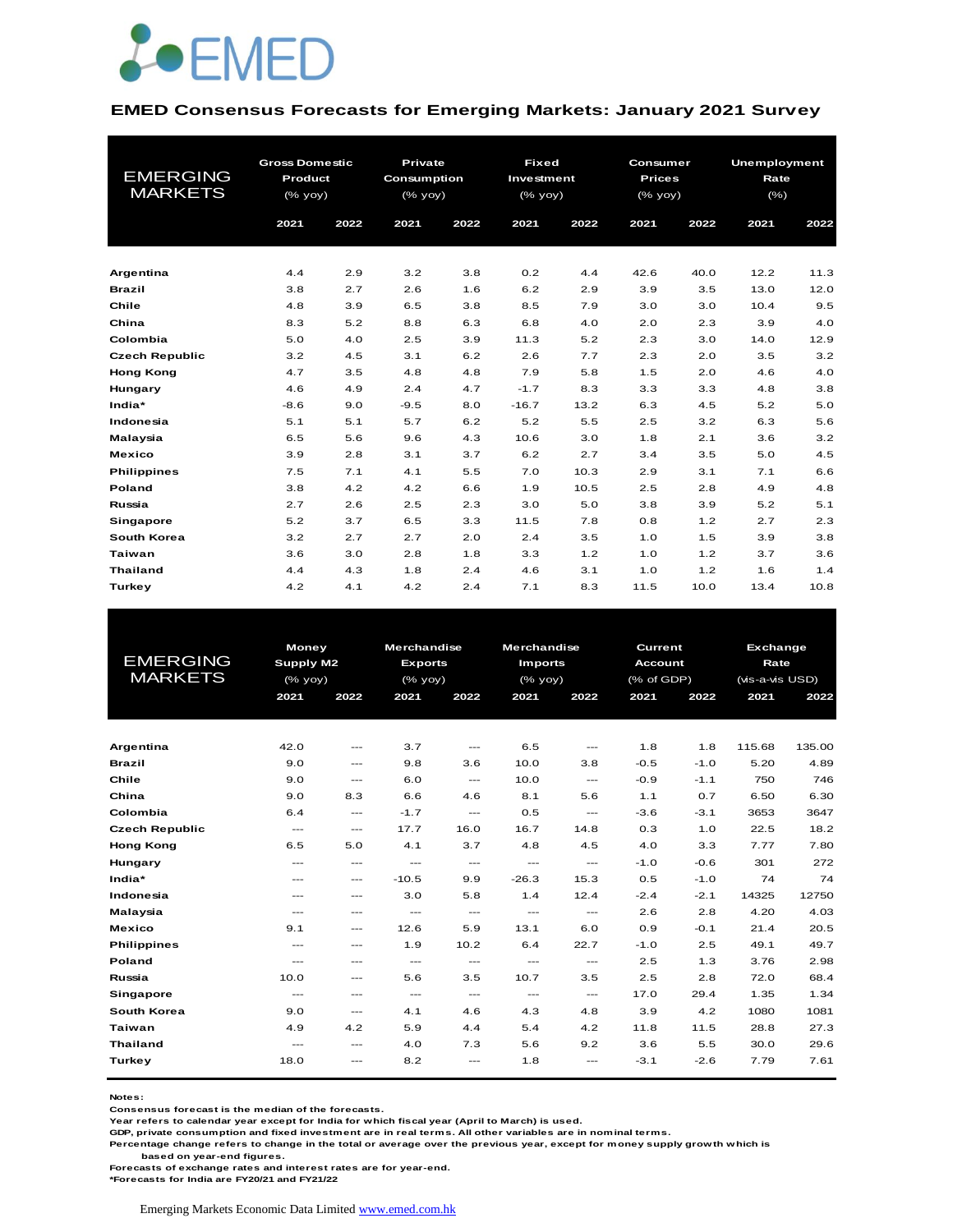## EMED Consensus Forecasts for Emerging Markets: January 2021 Survey

| EMERGING MARKETS | Gross Domestic Product (% yoy) | | Private Consumption (% yoy) | | Fixed Investment (% yoy) | | Consumer Prices (% yoy) | | Unemployment Rate (%) | |
|---|---|---|---|---|---|---|---|---|---|---|
| | 2021 | 2022 | 2021 | 2022 | 2021 | 2022 | 2021 | 2022 | 2021 | 2022 |
| **Argentina** | 4.4 | 2.9 | 3.2 | 3.8 | 0.2 | 4.4 | 42.6 | 40.0 | 12.2 | 11.3 |
| **Brazil** | 3.8 | 2.7 | 2.6 | 1.6 | 6.2 | 2.9 | 3.9 | 3.5 | 13.0 | 12.0 |
| **Chile** | 4.8 | 3.9 | 6.5 | 3.8 | 8.5 | 7.9 | 3.0 | 3.0 | 10.4 | 9.5 |
| **China** | 8.3 | 5.2 | 8.8 | 6.3 | 6.8 | 4.0 | 2.0 | 2.3 | 3.9 | 4.0 |
| **Colombia** | 5.0 | 4.0 | 2.5 | 3.9 | 11.3 | 5.2 | 2.3 | 3.0 | 14.0 | 12.9 |
| **Czech Republic** | 3.2 | 4.5 | 3.1 | 6.2 | 2.6 | 7.7 | 2.3 | 2.0 | 3.5 | 3.2 |
| **Hong Kong** | 4.7 | 3.5 | 4.8 | 4.8 | 7.9 | 5.8 | 1.5 | 2.0 | 4.6 | 4.0 |
| **Hungary** | 4.6 | 4.9 | 2.4 | 4.7 | -1.7 | 8.3 | 3.3 | 3.3 | 4.8 | 3.8 |
| **India*** | -8.6 | 9.0 | -9.5 | 8.0 | -16.7 | 13.2 | 6.3 | 4.5 | 5.2 | 5.0 |
| **Indonesia** | 5.1 | 5.1 | 5.7 | 6.2 | 5.2 | 5.5 | 2.5 | 3.2 | 6.3 | 5.6 |
| **Malaysia** | 6.5 | 5.6 | 9.6 | 4.3 | 10.6 | 3.0 | 1.8 | 2.1 | 3.6 | 3.2 |
| **Mexico** | 3.9 | 2.8 | 3.1 | 3.7 | 6.2 | 2.7 | 3.4 | 3.5 | 5.0 | 4.5 |
| **Philippines** | 7.5 | 7.1 | 4.1 | 5.5 | 7.0 | 10.3 | 2.9 | 3.1 | 7.1 | 6.6 |
| **Poland** | 3.8 | 4.2 | 4.2 | 6.6 | 1.9 | 10.5 | 2.5 | 2.8 | 4.9 | 4.8 |
| **Russia** | 2.7 | 2.6 | 2.5 | 2.3 | 3.0 | 5.0 | 3.8 | 3.9 | 5.2 | 5.1 |
| **Singapore** | 5.2 | 3.7 | 6.5 | 3.3 | 11.5 | 7.8 | 0.8 | 1.2 | 2.7 | 2.3 |
| **South Korea** | 3.2 | 2.7 | 2.7 | 2.0 | 2.4 | 3.5 | 1.0 | 1.5 | 3.9 | 3.8 |
| **Taiwan** | 3.6 | 3.0 | 2.8 | 1.8 | 3.3 | 1.2 | 1.0 | 1.2 | 3.7 | 3.6 |
| **Thailand** | 4.4 | 4.3 | 1.8 | 2.4 | 4.6 | 3.1 | 1.0 | 1.2 | 1.6 | 1.4 |
| **Turkey** | 4.2 | 4.1 | 4.2 | 2.4 | 7.1 | 8.3 | 11.5 | 10.0 | 13.4 | 10.8 |

| EMERGING MARKETS | Money Supply M2 (% yoy) | | Merchandise Exports (% yoy) | | Merchandise Imports (% yoy) | | Current Account (% of GDP) | | Exchange Rate (vis-a-vis USD) | |
|---|---|---|---|---|---|---|---|---|---|---|
| | 2021 | 2022 | 2021 | 2022 | 2021 | 2022 | 2021 | 2022 | 2021 | 2022 |
| **Argentina** | 42.0 | --- | 3.7 | --- | 6.5 | --- | 1.8 | 1.8 | 115.68 | 135.00 |
| **Brazil** | 9.0 | --- | 9.8 | 3.6 | 10.0 | 3.8 | -0.5 | -1.0 | 5.20 | 4.89 |
| **Chile** | 9.0 | --- | 6.0 | --- | 10.0 | --- | -0.9 | -1.1 | 750 | 746 |
| **China** | 9.0 | 8.3 | 6.6 | 4.6 | 8.1 | 5.6 | 1.1 | 0.7 | 6.50 | 6.30 |
| **Colombia** | 6.4 | --- | -1.7 | --- | 0.5 | --- | -3.6 | -3.1 | 3653 | 3647 |
| **Czech Republic** | --- | --- | 17.7 | 16.0 | 16.7 | 14.8 | 0.3 | 1.0 | 22.5 | 18.2 |
| **Hong Kong** | 6.5 | 5.0 | 4.1 | 3.7 | 4.8 | 4.5 | 4.0 | 3.3 | 7.77 | 7.80 |
| **Hungary** | --- | --- | --- | --- | --- | --- | -1.0 | -0.6 | 301 | 272 |
| **India*** | --- | --- | -10.5 | 9.9 | -26.3 | 15.3 | 0.5 | -1.0 | 74 | 74 |
| **Indonesia** | --- | --- | 3.0 | 5.8 | 1.4 | 12.4 | -2.4 | -2.1 | 14325 | 12750 |
| **Malaysia** | --- | --- | --- | --- | --- | --- | 2.6 | 2.8 | 4.20 | 4.03 |
| **Mexico** | 9.1 | --- | 12.6 | 5.9 | 13.1 | 6.0 | 0.9 | -0.1 | 21.4 | 20.5 |
| **Philippines** | --- | --- | 1.9 | 10.2 | 6.4 | 22.7 | -1.0 | 2.5 | 49.1 | 49.7 |
| **Poland** | --- | --- | --- | --- | --- | --- | 2.5 | 1.3 | 3.76 | 2.98 |
| **Russia** | 10.0 | --- | 5.6 | 3.5 | 10.7 | 3.5 | 2.5 | 2.8 | 72.0 | 68.4 |
| **Singapore** | --- | --- | --- | --- | --- | --- | 17.0 | 29.4 | 1.35 | 1.34 |
| **South Korea** | 9.0 | --- | 4.1 | 4.6 | 4.3 | 4.8 | 3.9 | 4.2 | 1080 | 1081 |
| **Taiwan** | 4.9 | 4.2 | 5.9 | 4.4 | 5.4 | 4.2 | 11.8 | 11.5 | 28.8 | 27.3 |
| **Thailand** | --- | --- | 4.0 | 7.3 | 5.6 | 9.2 | 3.6 | 5.5 | 30.0 | 29.6 |
| **Turkey** | 18.0 | --- | 8.2 | --- | 1.8 | --- | -3.1 | -2.6 | 7.79 | 7.61 |

**Notes:**
Consensus forecast is the median of the forecasts.
Year refers to calendar year except for India for which fiscal year (April to March) is used.
GDP, private consumption and fixed investment are in real terms. All other variables are in nominal terms.
Percentage change refers to change in the total or average over the previous year, except for money supply growth which is based on year-end figures.
Forecasts of exchange rates and interest rates are for year-end.
*Forecasts for India are FY20/21 and FY21/22

Emerging Markets Economic Data Limited www.emed.com.hk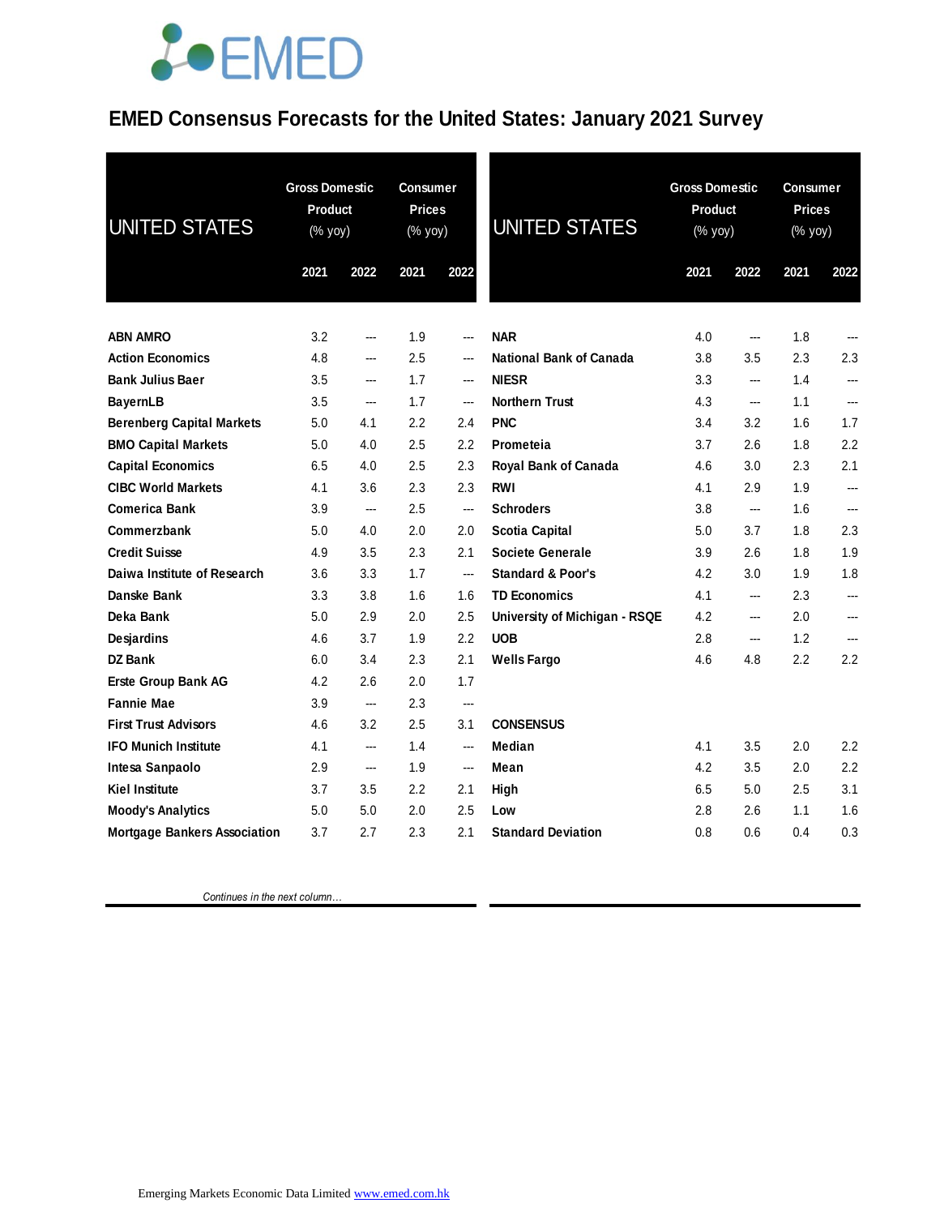# EMED Consensus Forecasts for the United States: January 2021 Survey

| UNITED STATES | Gross Domestic Product (% yoy) | | Consumer Prices (% yoy) | |
|---|---|---|---|---|
| | 2021 | 2022 | 2021 | 2022 |
| **ABN AMRO** | 3.2 | --- | 1.9 | --- |
| **Action Economics** | 4.8 | --- | 2.5 | --- |
| **Bank Julius Baer** | 3.5 | --- | 1.7 | --- |
| **BayernLB** | 3.5 | --- | 1.7 | --- |
| **Berenberg Capital Markets** | 5.0 | 4.1 | 2.2 | 2.4 |
| **BMO Capital Markets** | 5.0 | 4.0 | 2.5 | 2.2 |
| **Capital Economics** | 6.5 | 4.0 | 2.5 | 2.3 |
| **CIBC World Markets** | 4.1 | 3.6 | 2.3 | 2.3 |
| **Comerica Bank** | 3.9 | --- | 2.5 | --- |
| **Commerzbank** | 5.0 | 4.0 | 2.0 | 2.0 |
| **Credit Suisse** | 4.9 | 3.5 | 2.3 | 2.1 |
| **Daiwa Institute of Research** | 3.6 | 3.3 | 1.7 | --- |
| **Danske Bank** | 3.3 | 3.8 | 1.6 | 1.6 |
| **Deka Bank** | 5.0 | 2.9 | 2.0 | 2.5 |
| **Desjardins** | 4.6 | 3.7 | 1.9 | 2.2 |
| **DZ Bank** | 6.0 | 3.4 | 2.3 | 2.1 |
| **Erste Group Bank AG** | 4.2 | 2.6 | 2.0 | 1.7 |
| **Fannie Mae** | 3.9 | --- | 2.3 | --- |
| **First Trust Advisors** | 4.6 | 3.2 | 2.5 | 3.1 |
| **IFO Munich Institute** | 4.1 | --- | 1.4 | --- |
| **Intesa Sanpaolo** | 2.9 | --- | 1.9 | --- |
| **Kiel Institute** | 3.7 | 3.5 | 2.2 | 2.1 |
| **Moody's Analytics** | 5.0 | 5.0 | 2.0 | 2.5 |
| **Mortgage Bankers Association** | 3.7 | 2.7 | 2.3 | 2.1 |
| **NAR** | 4.0 | --- | 1.8 | --- |
| **National Bank of Canada** | 3.8 | 3.5 | 2.3 | 2.3 |
| **NIESR** | 3.3 | --- | 1.4 | --- |
| **Northern Trust** | 4.3 | --- | 1.1 | --- |
| **PNC** | 3.4 | 3.2 | 1.6 | 1.7 |
| **Prometeia** | 3.7 | 2.6 | 1.8 | 2.2 |
| **Royal Bank of Canada** | 4.6 | 3.0 | 2.3 | 2.1 |
| **RWI** | 4.1 | 2.9 | 1.9 | --- |
| **Schroders** | 3.8 | --- | 1.6 | --- |
| **Scotia Capital** | 5.0 | 3.7 | 1.8 | 2.3 |
| **Societe Generale** | 3.9 | 2.6 | 1.8 | 1.9 |
| **Standard & Poor's** | 4.2 | 3.0 | 1.9 | 1.8 |
| **TD Economics** | 4.1 | --- | 2.3 | --- |
| **University of Michigan - RSQE** | 4.2 | --- | 2.0 | --- |
| **UOB** | 2.8 | --- | 1.2 | --- |
| **Wells Fargo** | 4.6 | 4.8 | 2.2 | 2.2 |
| | | | | |
| **CONSENSUS** | | | | |
| **Median** | 4.1 | 3.5 | 2.0 | 2.2 |
| **Mean** | 4.2 | 3.5 | 2.0 | 2.2 |
| **High** | 6.5 | 5.0 | 2.5 | 3.1 |
| **Low** | 2.8 | 2.6 | 1.1 | 1.6 |
| **Standard Deviation** | 0.8 | 0.6 | 0.4 | 0.3 |

*Continues in the next column…*

Emerging Markets Economic Data Limited www.emed.com.hk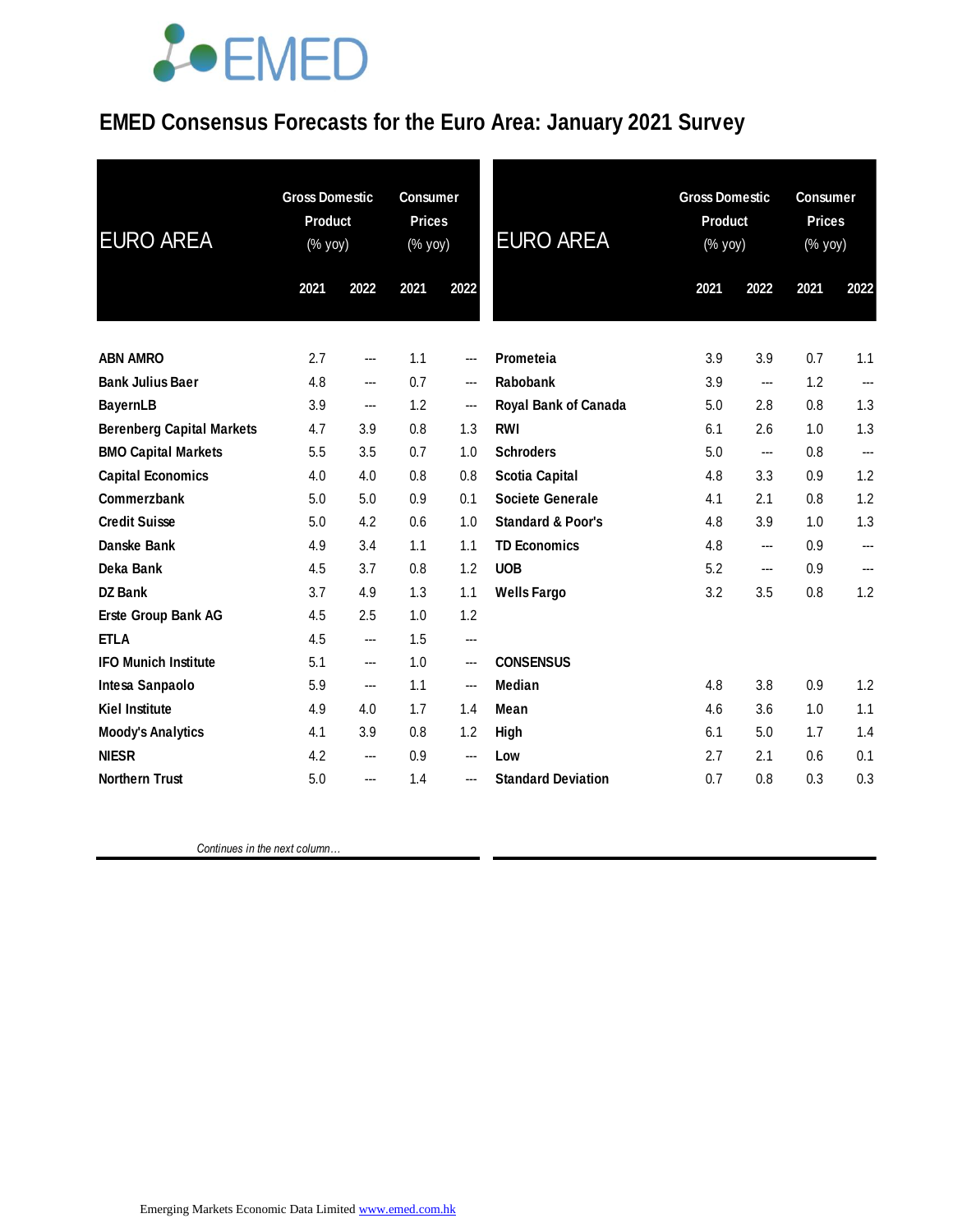# EMED Consensus Forecasts for the Euro Area: January 2021 Survey

| EURO AREA | Gross Domestic Product (% yoy) | | Consumer Prices (% yoy) | |
|---|---|---|---|---|
| | 2021 | 2022 | 2021 | 2022 |
| ABN AMRO | 2.7 | --- | 1.1 | --- |
| Bank Julius Baer | 4.8 | --- | 0.7 | --- |
| BayernLB | 3.9 | --- | 1.2 | --- |
| Berenberg Capital Markets | 4.7 | 3.9 | 0.8 | 1.3 |
| BMO Capital Markets | 5.5 | 3.5 | 0.7 | 1.0 |
| Capital Economics | 4.0 | 4.0 | 0.8 | 0.8 |
| Commerzbank | 5.0 | 5.0 | 0.9 | 0.1 |
| Credit Suisse | 5.0 | 4.2 | 0.6 | 1.0 |
| Danske Bank | 4.9 | 3.4 | 1.1 | 1.1 |
| Deka Bank | 4.5 | 3.7 | 0.8 | 1.2 |
| DZ Bank | 3.7 | 4.9 | 1.3 | 1.1 |
| Erste Group Bank AG | 4.5 | 2.5 | 1.0 | 1.2 |
| ETLA | 4.5 | --- | 1.5 | --- |
| IFO Munich Institute | 5.1 | --- | 1.0 | --- |
| Intesa Sanpaolo | 5.9 | --- | 1.1 | --- |
| Kiel Institute | 4.9 | 4.0 | 1.7 | 1.4 |
| Moody's Analytics | 4.1 | 3.9 | 0.8 | 1.2 |
| NIESR | 4.2 | --- | 0.9 | --- |
| Northern Trust | 5.0 | --- | 1.4 | --- |
| Prometeia | 3.9 | 3.9 | 0.7 | 1.1 |
| Rabobank | 3.9 | --- | 1.2 | --- |
| Royal Bank of Canada | 5.0 | 2.8 | 0.8 | 1.3 |
| RWI | 6.1 | 2.6 | 1.0 | 1.3 |
| Schroders | 5.0 | --- | 0.8 | --- |
| Scotia Capital | 4.8 | 3.3 | 0.9 | 1.2 |
| Societe Generale | 4.1 | 2.1 | 0.8 | 1.2 |
| Standard & Poor's | 4.8 | 3.9 | 1.0 | 1.3 |
| TD Economics | 4.8 | --- | 0.9 | --- |
| UOB | 5.2 | --- | 0.9 | --- |
| Wells Fargo | 3.2 | 3.5 | 0.8 | 1.2 |
| **CONSENSUS** | | | | |
| Median | 4.8 | 3.8 | 0.9 | 1.2 |
| Mean | 4.6 | 3.6 | 1.0 | 1.1 |
| High | 6.1 | 5.0 | 1.7 | 1.4 |
| Low | 2.7 | 2.1 | 0.6 | 0.1 |
| Standard Deviation | 0.7 | 0.8 | 0.3 | 0.3 |

*Continues in the next column…*

Emerging Markets Economic Data Limited www.emed.com.hk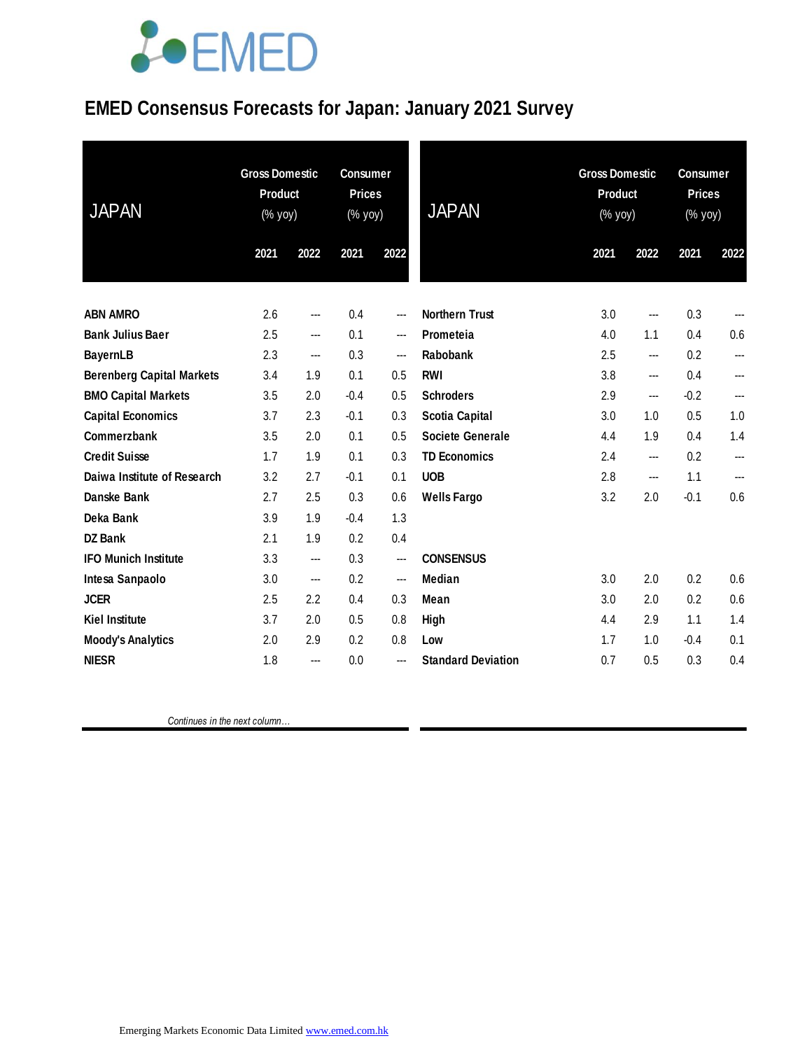# EMED Consensus Forecasts for Japan: January 2021 Survey

| JAPAN | Gross Domestic Product (% yoy) | | Consumer Prices (% yoy) | |
|---|---|---|---|---|
| | 2021 | 2022 | 2021 | 2022 |
| ABN AMRO | 2.6 | --- | 0.4 | --- |
| Bank Julius Baer | 2.5 | --- | 0.1 | --- |
| BayernLB | 2.3 | --- | 0.3 | --- |
| Berenberg Capital Markets | 3.4 | 1.9 | 0.1 | 0.5 |
| BMO Capital Markets | 3.5 | 2.0 | -0.4 | 0.5 |
| Capital Economics | 3.7 | 2.3 | -0.1 | 0.3 |
| Commerzbank | 3.5 | 2.0 | 0.1 | 0.5 |
| Credit Suisse | 1.7 | 1.9 | 0.1 | 0.3 |
| Daiwa Institute of Research | 3.2 | 2.7 | -0.1 | 0.1 |
| Danske Bank | 2.7 | 2.5 | 0.3 | 0.6 |
| Deka Bank | 3.9 | 1.9 | -0.4 | 1.3 |
| DZ Bank | 2.1 | 1.9 | 0.2 | 0.4 |
| IFO Munich Institute | 3.3 | --- | 0.3 | --- |
| Intesa Sanpaolo | 3.0 | --- | 0.2 | --- |
| JCER | 2.5 | 2.2 | 0.4 | 0.3 |
| Kiel Institute | 3.7 | 2.0 | 0.5 | 0.8 |
| Moody's Analytics | 2.0 | 2.9 | 0.2 | 0.8 |
| NIESR | 1.8 | --- | 0.0 | --- |
| Northern Trust | 3.0 | --- | 0.3 | --- |
| Prometeia | 4.0 | 1.1 | 0.4 | 0.6 |
| Rabobank | 2.5 | --- | 0.2 | --- |
| RWI | 3.8 | --- | 0.4 | --- |
| Schroders | 2.9 | --- | -0.2 | --- |
| Scotia Capital | 3.0 | 1.0 | 0.5 | 1.0 |
| Societe Generale | 4.4 | 1.9 | 0.4 | 1.4 |
| TD Economics | 2.4 | --- | 0.2 | --- |
| UOB | 2.8 | --- | 1.1 | --- |
| Wells Fargo | 3.2 | 2.0 | -0.1 | 0.6 |
| **CONSENSUS** | | | | |
| Median | 3.0 | 2.0 | 0.2 | 0.6 |
| Mean | 3.0 | 2.0 | 0.2 | 0.6 |
| High | 4.4 | 2.9 | 1.1 | 1.4 |
| Low | 1.7 | 1.0 | -0.4 | 0.1 |
| Standard Deviation | 0.7 | 0.5 | 0.3 | 0.4 |

*Continues in the next column…*

Emerging Markets Economic Data Limited www.emed.com.hk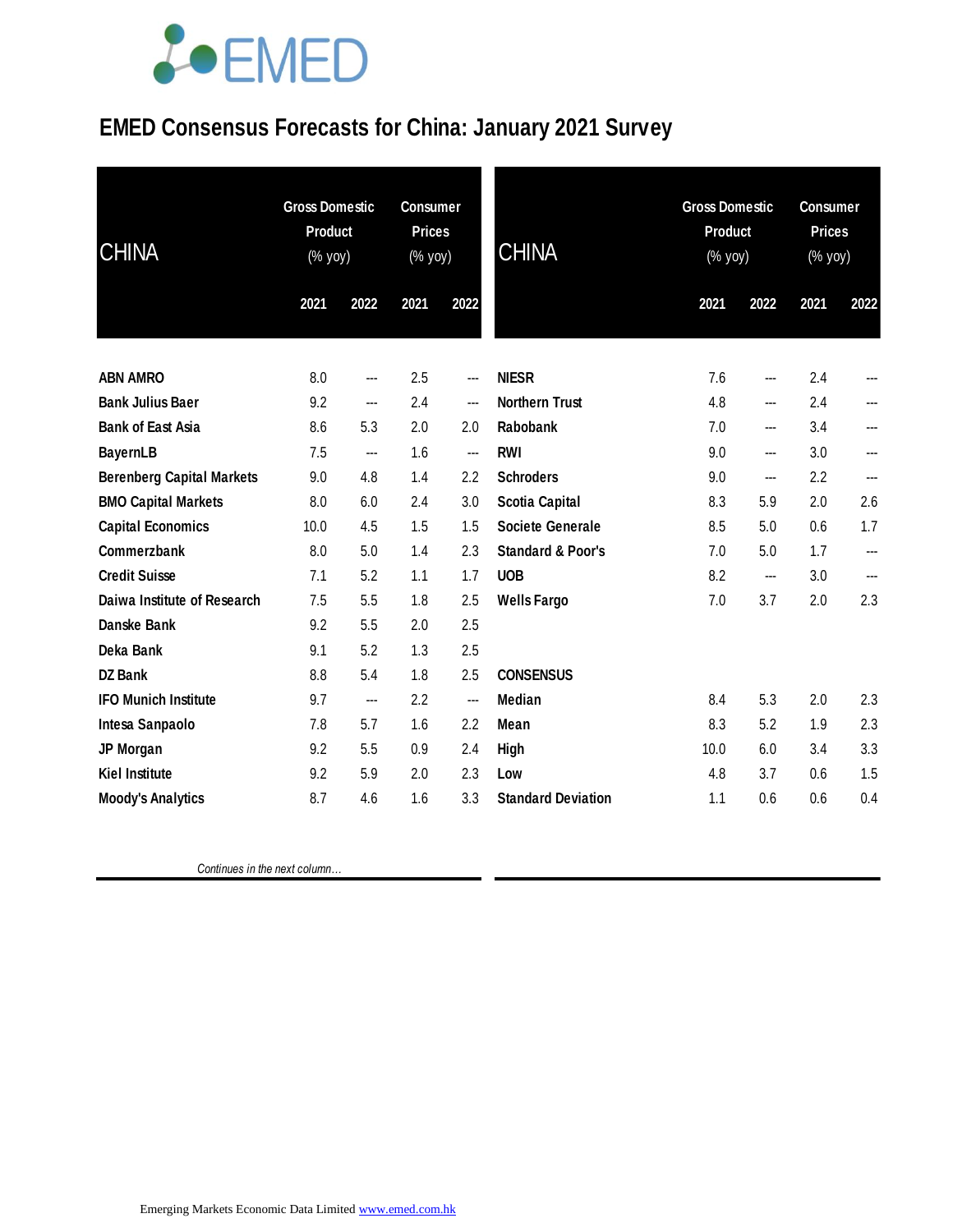# EMED Consensus Forecasts for China: January 2021 Survey

| CHINA | Gross Domestic Product (% yoy) | | Consumer Prices (% yoy) | |
|---|---|---|---|---|
| | 2021 | 2022 | 2021 | 2022 |
| ABN AMRO | 8.0 | --- | 2.5 | --- |
| Bank Julius Baer | 9.2 | --- | 2.4 | --- |
| Bank of East Asia | 8.6 | 5.3 | 2.0 | 2.0 |
| BayernLB | 7.5 | --- | 1.6 | --- |
| Berenberg Capital Markets | 9.0 | 4.8 | 1.4 | 2.2 |
| BMO Capital Markets | 8.0 | 6.0 | 2.4 | 3.0 |
| Capital Economics | 10.0 | 4.5 | 1.5 | 1.5 |
| Commerzbank | 8.0 | 5.0 | 1.4 | 2.3 |
| Credit Suisse | 7.1 | 5.2 | 1.1 | 1.7 |
| Daiwa Institute of Research | 7.5 | 5.5 | 1.8 | 2.5 |
| Danske Bank | 9.2 | 5.5 | 2.0 | 2.5 |
| Deka Bank | 9.1 | 5.2 | 1.3 | 2.5 |
| DZ Bank | 8.8 | 5.4 | 1.8 | 2.5 |
| IFO Munich Institute | 9.7 | --- | 2.2 | --- |
| Intesa Sanpaolo | 7.8 | 5.7 | 1.6 | 2.2 |
| JP Morgan | 9.2 | 5.5 | 0.9 | 2.4 |
| Kiel Institute | 9.2 | 5.9 | 2.0 | 2.3 |
| Moody's Analytics | 8.7 | 4.6 | 1.6 | 3.3 |
| NIESR | 7.6 | --- | 2.4 | --- |
| Northern Trust | 4.8 | --- | 2.4 | --- |
| Rabobank | 7.0 | --- | 3.4 | --- |
| RWI | 9.0 | --- | 3.0 | --- |
| Schroders | 9.0 | --- | 2.2 | --- |
| Scotia Capital | 8.3 | 5.9 | 2.0 | 2.6 |
| Societe Generale | 8.5 | 5.0 | 0.6 | 1.7 |
| Standard & Poor's | 7.0 | 5.0 | 1.7 | --- |
| UOB | 8.2 | --- | 3.0 | --- |
| Wells Fargo | 7.0 | 3.7 | 2.0 | 2.3 |
| **CONSENSUS** | | | | |
| Median | 8.4 | 5.3 | 2.0 | 2.3 |
| Mean | 8.3 | 5.2 | 1.9 | 2.3 |
| High | 10.0 | 6.0 | 3.4 | 3.3 |
| Low | 4.8 | 3.7 | 0.6 | 1.5 |
| Standard Deviation | 1.1 | 0.6 | 0.6 | 0.4 |

*Continues in the next column…*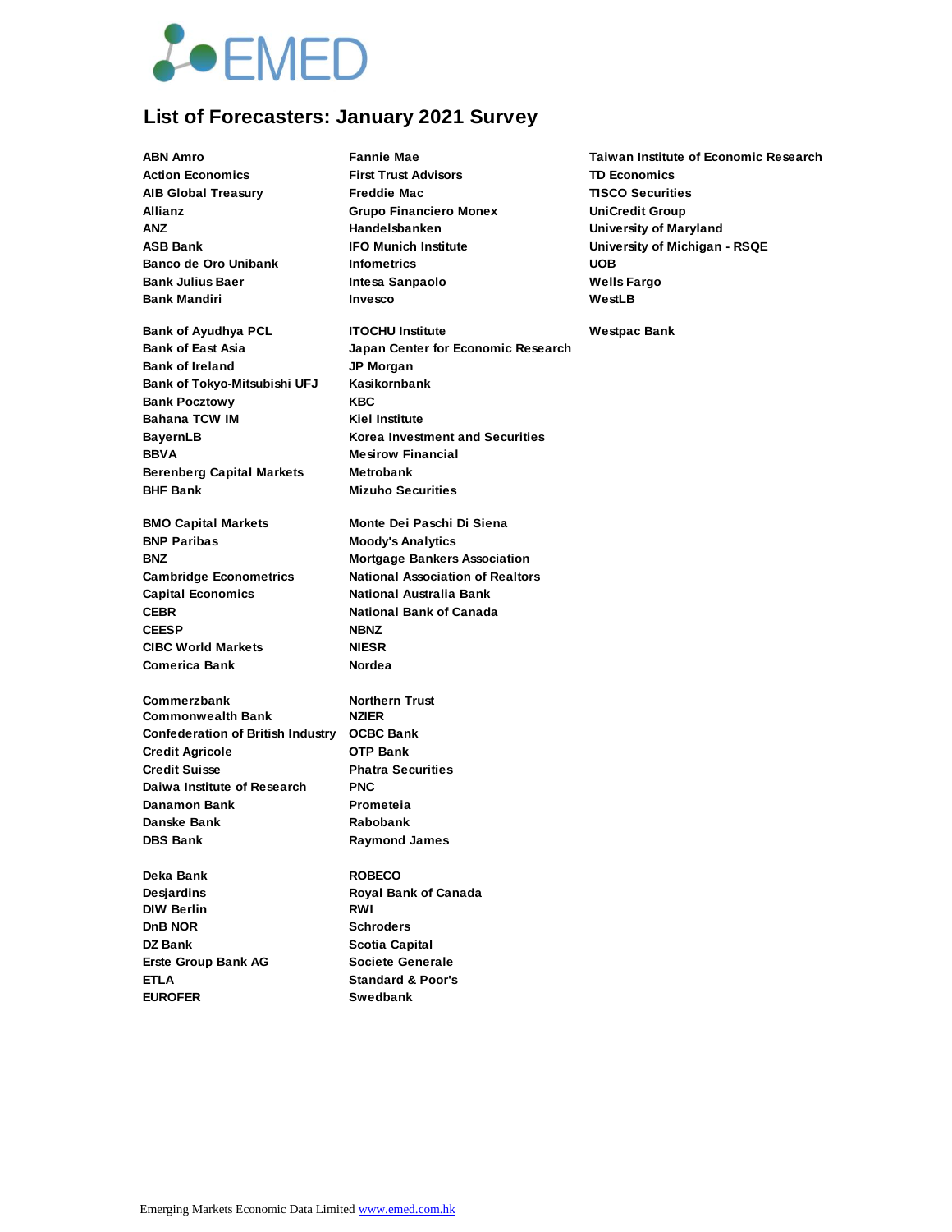EMED

# List of Forecasters: January 2021 Survey

**ABN Amro**
**Action Economics**
**AIB Global Treasury**
**Allianz**
**ANZ**
**ASB Bank**
**Banco de Oro Unibank**
**Bank Julius Baer**
**Bank Mandiri**

**Bank of Ayudhya PCL**
**Bank of East Asia**
**Bank of Ireland**
**Bank of Tokyo-Mitsubishi UFJ**
**Bank Pocztowy**
**Bahana TCW IM**
**BayernLB**
**BBVA**
**Berenberg Capital Markets**
**BHF Bank**

**BMO Capital Markets**
**BNP Paribas**
**BNZ**
**Cambridge Econometrics**
**Capital Economics**
**CEBR**
**CEESP**
**CIBC World Markets**
**Comerica Bank**

**Commerzbank**
**Commonwealth Bank**
**Confederation of British Industry**
**Credit Agricole**
**Credit Suisse**
**Daiwa Institute of Research**
**Danamon Bank**
**Danske Bank**
**DBS Bank**

**Deka Bank**
**Desjardins**
**DIW Berlin**
**DnB NOR**
**DZ Bank**
**Erste Group Bank AG**
**ETLA**
**EUROFER**

**Fannie Mae**
**First Trust Advisors**
**Freddie Mac**
**Grupo Financiero Monex**
**Handelsbanken**
**IFO Munich Institute**
**Infometrics**
**Intesa Sanpaolo**
**Invesco**

**ITOCHU Institute**
**Japan Center for Economic Research**
**JP Morgan**
**Kasikornbank**
**KBC**
**Kiel Institute**
**Korea Investment and Securities**
**Mesirow Financial**
**Metrobank**
**Mizuho Securities**

**Monte Dei Paschi Di Siena**
**Moody's Analytics**
**Mortgage Bankers Association**
**National Association of Realtors**
**National Australia Bank**
**National Bank of Canada**
**NBNZ**
**NIESR**
**Nordea**

**Northern Trust**
**NZIER**
**OCBC Bank**
**OTP Bank**
**Phatra Securities**
**PNC**
**Prometeia**
**Rabobank**
**Raymond James**

**ROBECO**
**Royal Bank of Canada**
**RWI**
**Schroders**
**Scotia Capital**
**Societe Generale**
**Standard & Poor's**
**Swedbank**

**Taiwan Institute of Economic Research**
**TD Economics**
**TISCO Securities**
**UniCredit Group**
**University of Maryland**
**University of Michigan - RSQE**
**UOB**
**Wells Fargo**
**WestLB**

**Westpac Bank**

Emerging Markets Economic Data Limited www.emed.com.hk